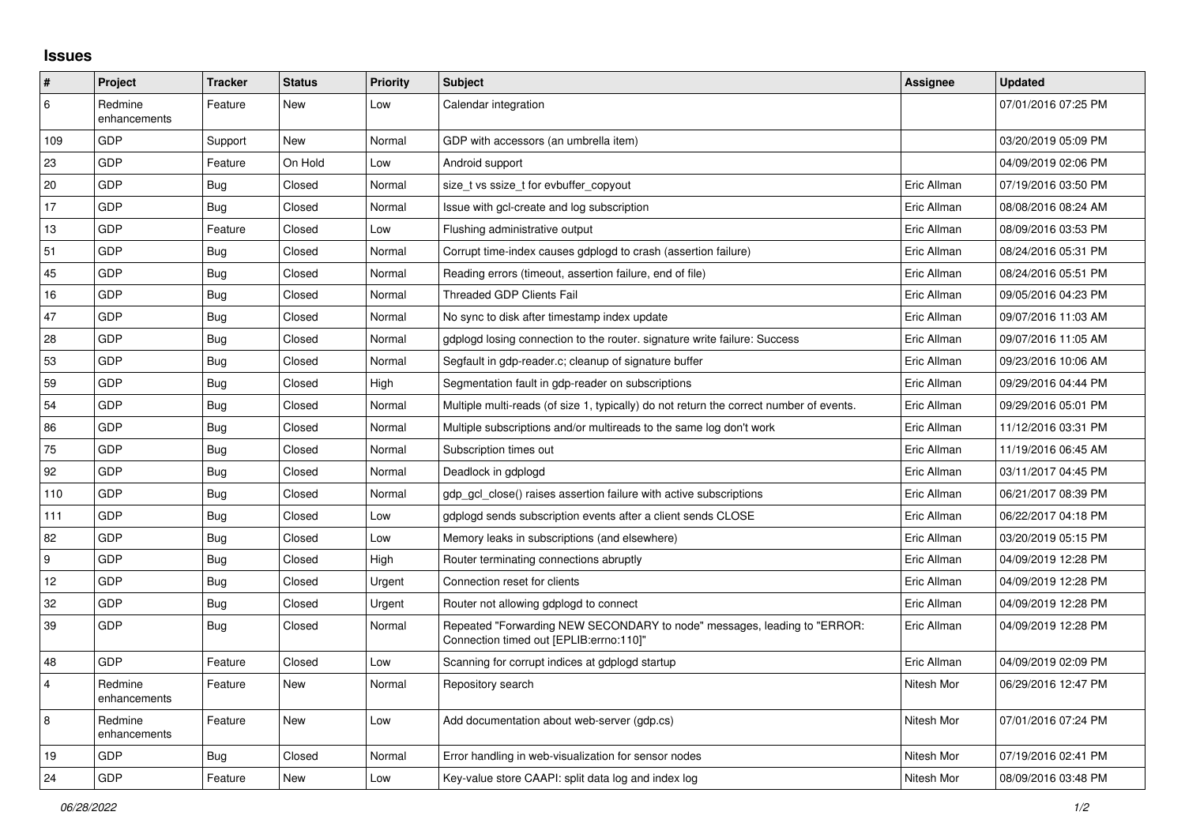## Issues

| # | Project | Tracker | Status | Priority | Subject | Assignee | Updated |
|---|---|---|---|---|---|---|---|
| 6 | Redmine enhancements | Feature | New | Low | Calendar integration | | 07/01/2016 07:25 PM |
| 109 | GDP | Support | New | Normal | GDP with accessors (an umbrella item) | | 03/20/2019 05:09 PM |
| 23 | GDP | Feature | On Hold | Low | Android support | | 04/09/2019 02:06 PM |
| 20 | GDP | Bug | Closed | Normal | size_t vs ssize_t for evbuffer_copyout | Eric Allman | 07/19/2016 03:50 PM |
| 17 | GDP | Bug | Closed | Normal | Issue with gcl-create and log subscription | Eric Allman | 08/08/2016 08:24 AM |
| 13 | GDP | Feature | Closed | Low | Flushing administrative output | Eric Allman | 08/09/2016 03:53 PM |
| 51 | GDP | Bug | Closed | Normal | Corrupt time-index causes gdplogd to crash (assertion failure) | Eric Allman | 08/24/2016 05:31 PM |
| 45 | GDP | Bug | Closed | Normal | Reading errors (timeout, assertion failure, end of file) | Eric Allman | 08/24/2016 05:51 PM |
| 16 | GDP | Bug | Closed | Normal | Threaded GDP Clients Fail | Eric Allman | 09/05/2016 04:23 PM |
| 47 | GDP | Bug | Closed | Normal | No sync to disk after timestamp index update | Eric Allman | 09/07/2016 11:03 AM |
| 28 | GDP | Bug | Closed | Normal | gdplogd losing connection to the router. signature write failure: Success | Eric Allman | 09/07/2016 11:05 AM |
| 53 | GDP | Bug | Closed | Normal | Segfault in gdp-reader.c; cleanup of signature buffer | Eric Allman | 09/23/2016 10:06 AM |
| 59 | GDP | Bug | Closed | High | Segmentation fault in gdp-reader on subscriptions | Eric Allman | 09/29/2016 04:44 PM |
| 54 | GDP | Bug | Closed | Normal | Multiple multi-reads (of size 1, typically) do not return the correct number of events. | Eric Allman | 09/29/2016 05:01 PM |
| 86 | GDP | Bug | Closed | Normal | Multiple subscriptions and/or multireads to the same log don't work | Eric Allman | 11/12/2016 03:31 PM |
| 75 | GDP | Bug | Closed | Normal | Subscription times out | Eric Allman | 11/19/2016 06:45 AM |
| 92 | GDP | Bug | Closed | Normal | Deadlock in gdplogd | Eric Allman | 03/11/2017 04:45 PM |
| 110 | GDP | Bug | Closed | Normal | gdp_gcl_close() raises assertion failure with active subscriptions | Eric Allman | 06/21/2017 08:39 PM |
| 111 | GDP | Bug | Closed | Low | gdplogd sends subscription events after a client sends CLOSE | Eric Allman | 06/22/2017 04:18 PM |
| 82 | GDP | Bug | Closed | Low | Memory leaks in subscriptions (and elsewhere) | Eric Allman | 03/20/2019 05:15 PM |
| 9 | GDP | Bug | Closed | High | Router terminating connections abruptly | Eric Allman | 04/09/2019 12:28 PM |
| 12 | GDP | Bug | Closed | Urgent | Connection reset for clients | Eric Allman | 04/09/2019 12:28 PM |
| 32 | GDP | Bug | Closed | Urgent | Router not allowing gdplogd to connect | Eric Allman | 04/09/2019 12:28 PM |
| 39 | GDP | Bug | Closed | Normal | Repeated "Forwarding NEW SECONDARY to node" messages, leading to "ERROR: Connection timed out [EPLIB:errno:110]" | Eric Allman | 04/09/2019 12:28 PM |
| 48 | GDP | Feature | Closed | Low | Scanning for corrupt indices at gdplogd startup | Eric Allman | 04/09/2019 02:09 PM |
| 4 | Redmine enhancements | Feature | New | Normal | Repository search | Nitesh Mor | 06/29/2016 12:47 PM |
| 8 | Redmine enhancements | Feature | New | Low | Add documentation about web-server (gdp.cs) | Nitesh Mor | 07/01/2016 07:24 PM |
| 19 | GDP | Bug | Closed | Normal | Error handling in web-visualization for sensor nodes | Nitesh Mor | 07/19/2016 02:41 PM |
| 24 | GDP | Feature | New | Low | Key-value store CAAPI: split data log and index log | Nitesh Mor | 08/09/2016 03:48 PM |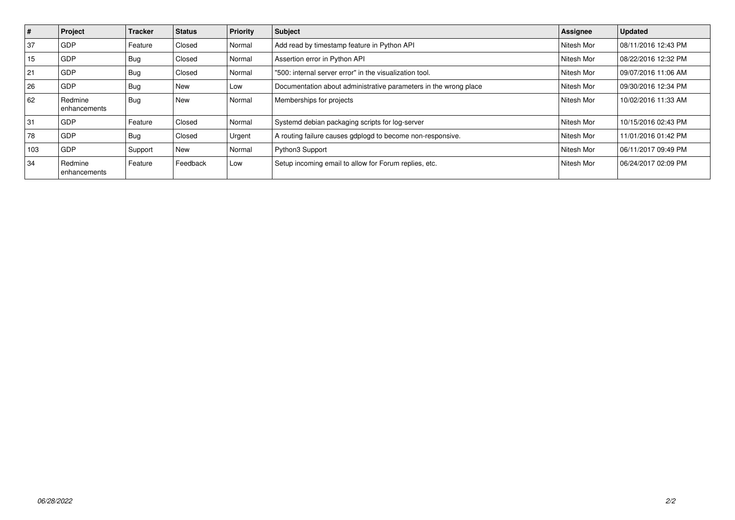| # | Project | Tracker | Status | Priority | Subject | Assignee | Updated |
|---|---|---|---|---|---|---|---|
| 37 | GDP | Feature | Closed | Normal | Add read by timestamp feature in Python API | Nitesh Mor | 08/11/2016 12:43 PM |
| 15 | GDP | Bug | Closed | Normal | Assertion error in Python API | Nitesh Mor | 08/22/2016 12:32 PM |
| 21 | GDP | Bug | Closed | Normal | "500: internal server error" in the visualization tool. | Nitesh Mor | 09/07/2016 11:06 AM |
| 26 | GDP | Bug | New | Low | Documentation about administrative parameters in the wrong place | Nitesh Mor | 09/30/2016 12:34 PM |
| 62 | Redmine enhancements | Bug | New | Normal | Memberships for projects | Nitesh Mor | 10/02/2016 11:33 AM |
| 31 | GDP | Feature | Closed | Normal | Systemd debian packaging scripts for log-server | Nitesh Mor | 10/15/2016 02:43 PM |
| 78 | GDP | Bug | Closed | Urgent | A routing failure causes gdplogd to become non-responsive. | Nitesh Mor | 11/01/2016 01:42 PM |
| 103 | GDP | Support | New | Normal | Python3 Support | Nitesh Mor | 06/11/2017 09:49 PM |
| 34 | Redmine enhancements | Feature | Feedback | Low | Setup incoming email to allow for Forum replies, etc. | Nitesh Mor | 06/24/2017 02:09 PM |